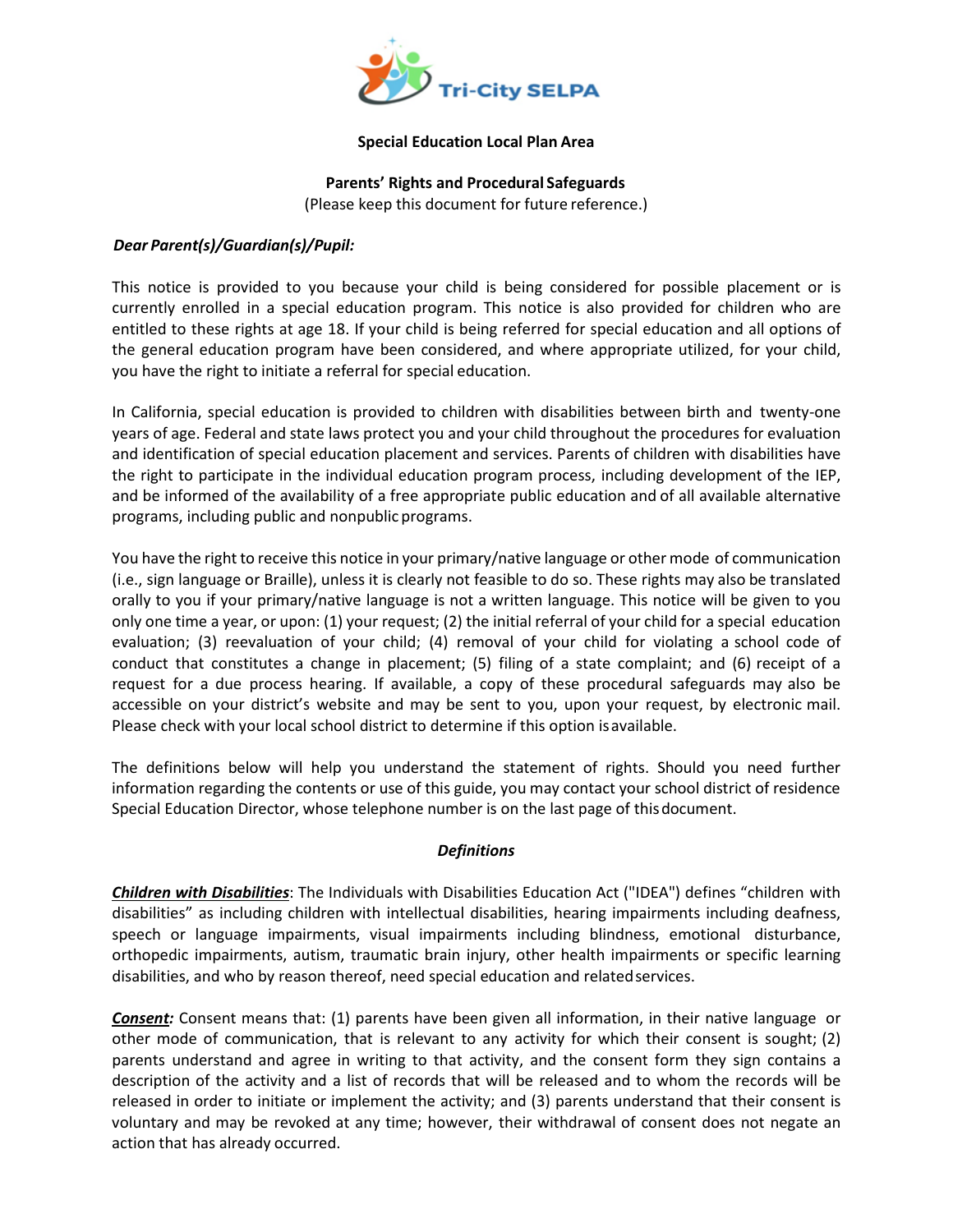Tri-City SELPA

**Special Education Local Plan Area**

**Parents' Rights and Procedural Safeguards**

(Please keep this document for future reference.)

***Dear Parent(s)/Guardian(s)/Pupil:***

This notice is provided to you because your child is being considered for possible placement or is currently enrolled in a special education program. This notice is also provided for children who are entitled to these rights at age 18. If your child is being referred for special education and all options of the general education program have been considered, and where appropriate utilized, for your child, you have the right to initiate a referral for special education.

In California, special education is provided to children with disabilities between birth and twenty-one years of age. Federal and state laws protect you and your child throughout the procedures for evaluation and identification of special education placement and services. Parents of children with disabilities have the right to participate in the individual education program process, including development of the IEP, and be informed of the availability of a free appropriate public education and of all available alternative programs, including public and nonpublic programs.

You have the right to receive this notice in your primary/native language or other mode of communication (i.e., sign language or Braille), unless it is clearly not feasible to do so. These rights may also be translated orally to you if your primary/native language is not a written language. This notice will be given to you only one time a year, or upon: (1) your request; (2) the initial referral of your child for a special education evaluation; (3) reevaluation of your child; (4) removal of your child for violating a school code of conduct that constitutes a change in placement; (5) filing of a state complaint; and (6) receipt of a request for a due process hearing. If available, a copy of these procedural safeguards may also be accessible on your district's website and may be sent to you, upon your request, by electronic mail. Please check with your local school district to determine if this option is available.

The definitions below will help you understand the statement of rights. Should you need further information regarding the contents or use of this guide, you may contact your school district of residence Special Education Director, whose telephone number is on the last page of this document.

### *Definitions*

***Children with Disabilities***: The Individuals with Disabilities Education Act ("IDEA") defines "children with disabilities" as including children with intellectual disabilities, hearing impairments including deafness, speech or language impairments, visual impairments including blindness, emotional disturbance, orthopedic impairments, autism, traumatic brain injury, other health impairments or specific learning disabilities, and who by reason thereof, need special education and related services.

***Consent:*** Consent means that: (1) parents have been given all information, in their native language or other mode of communication, that is relevant to any activity for which their consent is sought; (2) parents understand and agree in writing to that activity, and the consent form they sign contains a description of the activity and a list of records that will be released and to whom the records will be released in order to initiate or implement the activity; and (3) parents understand that their consent is voluntary and may be revoked at any time; however, their withdrawal of consent does not negate an action that has already occurred.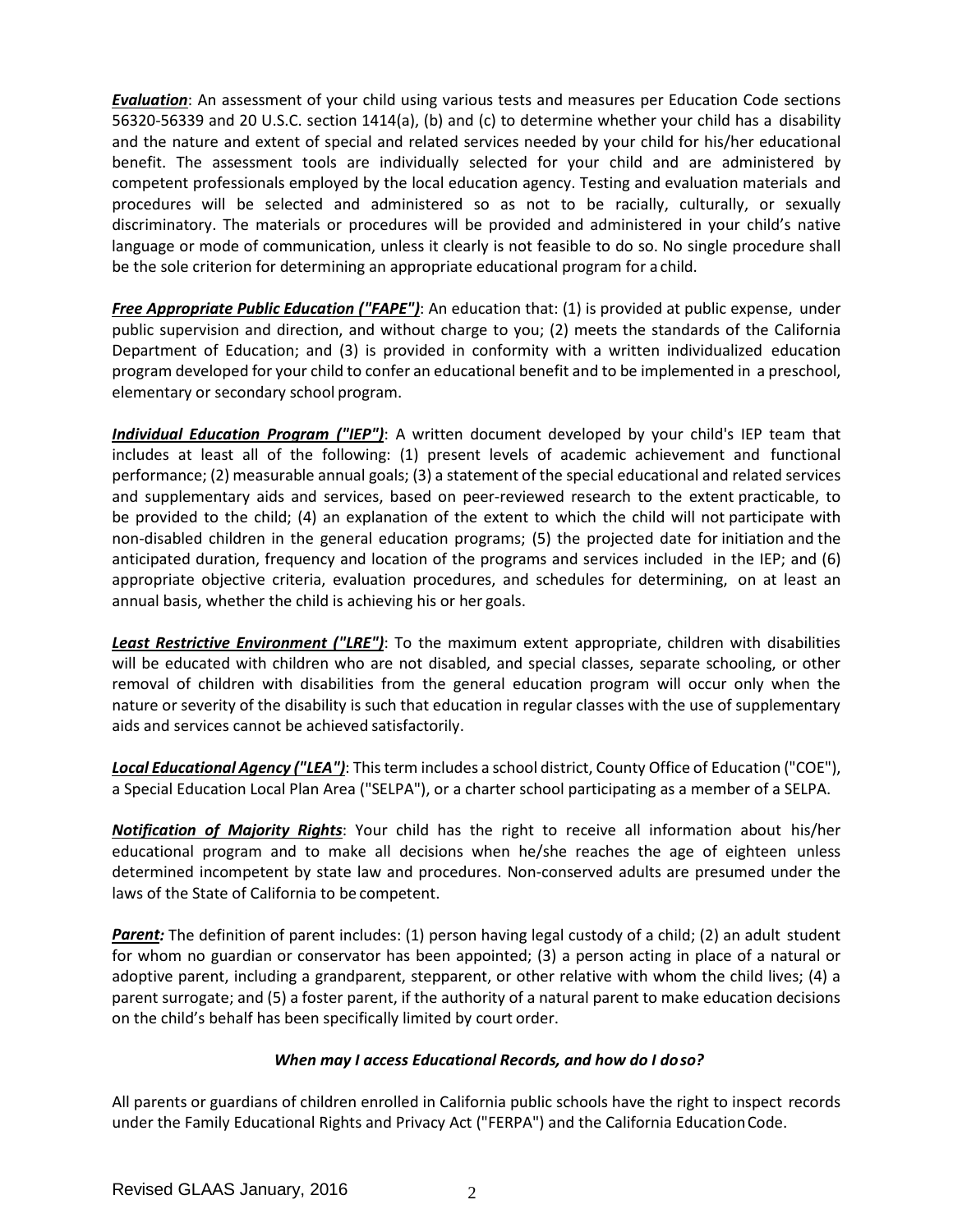***Evaluation***: An assessment of your child using various tests and measures per Education Code sections 56320-56339 and 20 U.S.C. section 1414(a), (b) and (c) to determine whether your child has a disability and the nature and extent of special and related services needed by your child for his/her educational benefit. The assessment tools are individually selected for your child and are administered by competent professionals employed by the local education agency. Testing and evaluation materials and procedures will be selected and administered so as not to be racially, culturally, or sexually discriminatory. The materials or procedures will be provided and administered in your child's native language or mode of communication, unless it clearly is not feasible to do so. No single procedure shall be the sole criterion for determining an appropriate educational program for a child.

***Free Appropriate Public Education ("FAPE")***: An education that: (1) is provided at public expense, under public supervision and direction, and without charge to you; (2) meets the standards of the California Department of Education; and (3) is provided in conformity with a written individualized education program developed for your child to confer an educational benefit and to be implemented in a preschool, elementary or secondary school program.

***Individual Education Program ("IEP")***: A written document developed by your child's IEP team that includes at least all of the following: (1) present levels of academic achievement and functional performance; (2) measurable annual goals; (3) a statement of the special educational and related services and supplementary aids and services, based on peer-reviewed research to the extent practicable, to be provided to the child; (4) an explanation of the extent to which the child will not participate with non-disabled children in the general education programs; (5) the projected date for initiation and the anticipated duration, frequency and location of the programs and services included in the IEP; and (6) appropriate objective criteria, evaluation procedures, and schedules for determining, on at least an annual basis, whether the child is achieving his or her goals.

***Least Restrictive Environment ("LRE")***: To the maximum extent appropriate, children with disabilities will be educated with children who are not disabled, and special classes, separate schooling, or other removal of children with disabilities from the general education program will occur only when the nature or severity of the disability is such that education in regular classes with the use of supplementary aids and services cannot be achieved satisfactorily.

***Local Educational Agency ("LEA")***: This term includes a school district, County Office of Education ("COE"), a Special Education Local Plan Area ("SELPA"), or a charter school participating as a member of a SELPA.

***Notification of Majority Rights***: Your child has the right to receive all information about his/her educational program and to make all decisions when he/she reaches the age of eighteen unless determined incompetent by state law and procedures. Non-conserved adults are presumed under the laws of the State of California to be competent.

***Parent:*** The definition of parent includes: (1) person having legal custody of a child; (2) an adult student for whom no guardian or conservator has been appointed; (3) a person acting in place of a natural or adoptive parent, including a grandparent, stepparent, or other relative with whom the child lives; (4) a parent surrogate; and (5) a foster parent, if the authority of a natural parent to make education decisions on the child's behalf has been specifically limited by court order.

### *When may I access Educational Records, and how do I do so?*

All parents or guardians of children enrolled in California public schools have the right to inspect records under the Family Educational Rights and Privacy Act ("FERPA") and the California Education Code.

Revised GLAAS January, 2016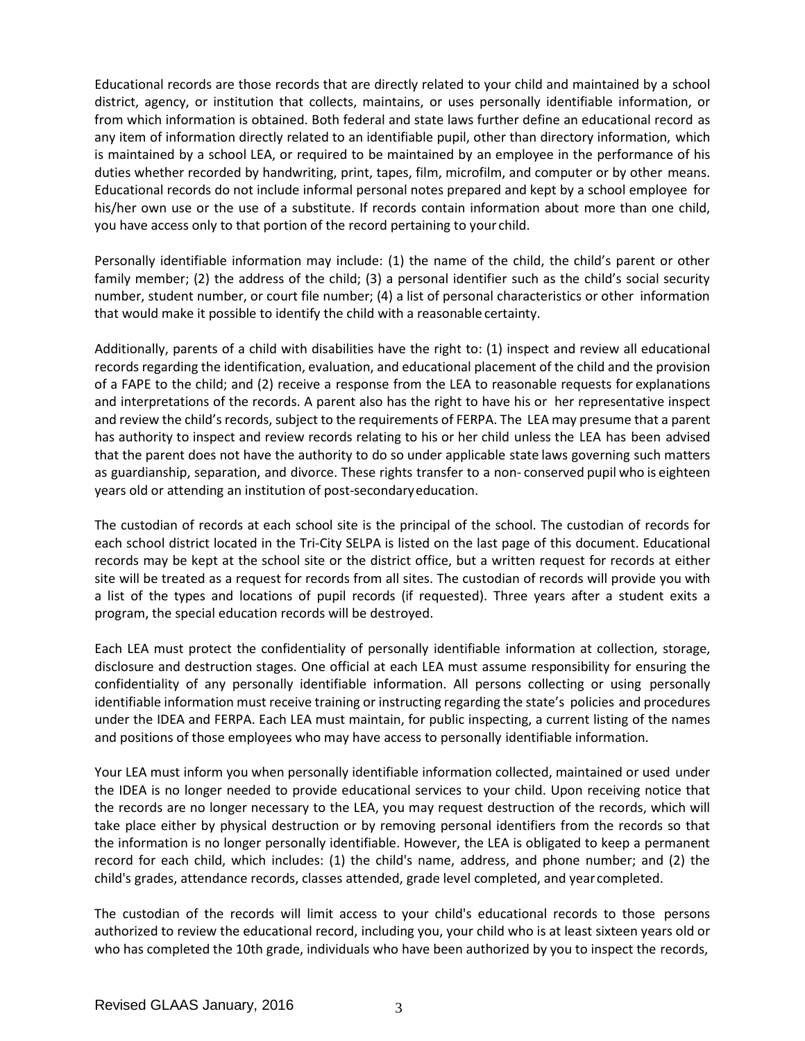Educational records are those records that are directly related to your child and maintained by a school district, agency, or institution that collects, maintains, or uses personally identifiable information, or from which information is obtained. Both federal and state laws further define an educational record as any item of information directly related to an identifiable pupil, other than directory information, which is maintained by a school LEA, or required to be maintained by an employee in the performance of his duties whether recorded by handwriting, print, tapes, film, microfilm, and computer or by other means. Educational records do not include informal personal notes prepared and kept by a school employee for his/her own use or the use of a substitute. If records contain information about more than one child, you have access only to that portion of the record pertaining to your child.

Personally identifiable information may include: (1) the name of the child, the child's parent or other family member; (2) the address of the child; (3) a personal identifier such as the child's social security number, student number, or court file number; (4) a list of personal characteristics or other information that would make it possible to identify the child with a reasonable certainty.

Additionally, parents of a child with disabilities have the right to: (1) inspect and review all educational records regarding the identification, evaluation, and educational placement of the child and the provision of a FAPE to the child; and (2) receive a response from the LEA to reasonable requests for explanations and interpretations of the records. A parent also has the right to have his or her representative inspect and review the child's records, subject to the requirements of FERPA. The LEA may presume that a parent has authority to inspect and review records relating to his or her child unless the LEA has been advised that the parent does not have the authority to do so under applicable state laws governing such matters as guardianship, separation, and divorce. These rights transfer to a non- conserved pupil who is eighteen years old or attending an institution of post-secondary education.

The custodian of records at each school site is the principal of the school. The custodian of records for each school district located in the Tri-City SELPA is listed on the last page of this document. Educational records may be kept at the school site or the district office, but a written request for records at either site will be treated as a request for records from all sites. The custodian of records will provide you with a list of the types and locations of pupil records (if requested). Three years after a student exits a program, the special education records will be destroyed.

Each LEA must protect the confidentiality of personally identifiable information at collection, storage, disclosure and destruction stages. One official at each LEA must assume responsibility for ensuring the confidentiality of any personally identifiable information. All persons collecting or using personally identifiable information must receive training or instructing regarding the state's policies and procedures under the IDEA and FERPA. Each LEA must maintain, for public inspecting, a current listing of the names and positions of those employees who may have access to personally identifiable information.

Your LEA must inform you when personally identifiable information collected, maintained or used under the IDEA is no longer needed to provide educational services to your child. Upon receiving notice that the records are no longer necessary to the LEA, you may request destruction of the records, which will take place either by physical destruction or by removing personal identifiers from the records so that the information is no longer personally identifiable. However, the LEA is obligated to keep a permanent record for each child, which includes: (1) the child's name, address, and phone number; and (2) the child's grades, attendance records, classes attended, grade level completed, and year completed.

The custodian of the records will limit access to your child's educational records to those persons authorized to review the educational record, including you, your child who is at least sixteen years old or who has completed the 10th grade, individuals who have been authorized by you to inspect the records,

Revised GLAAS January, 2016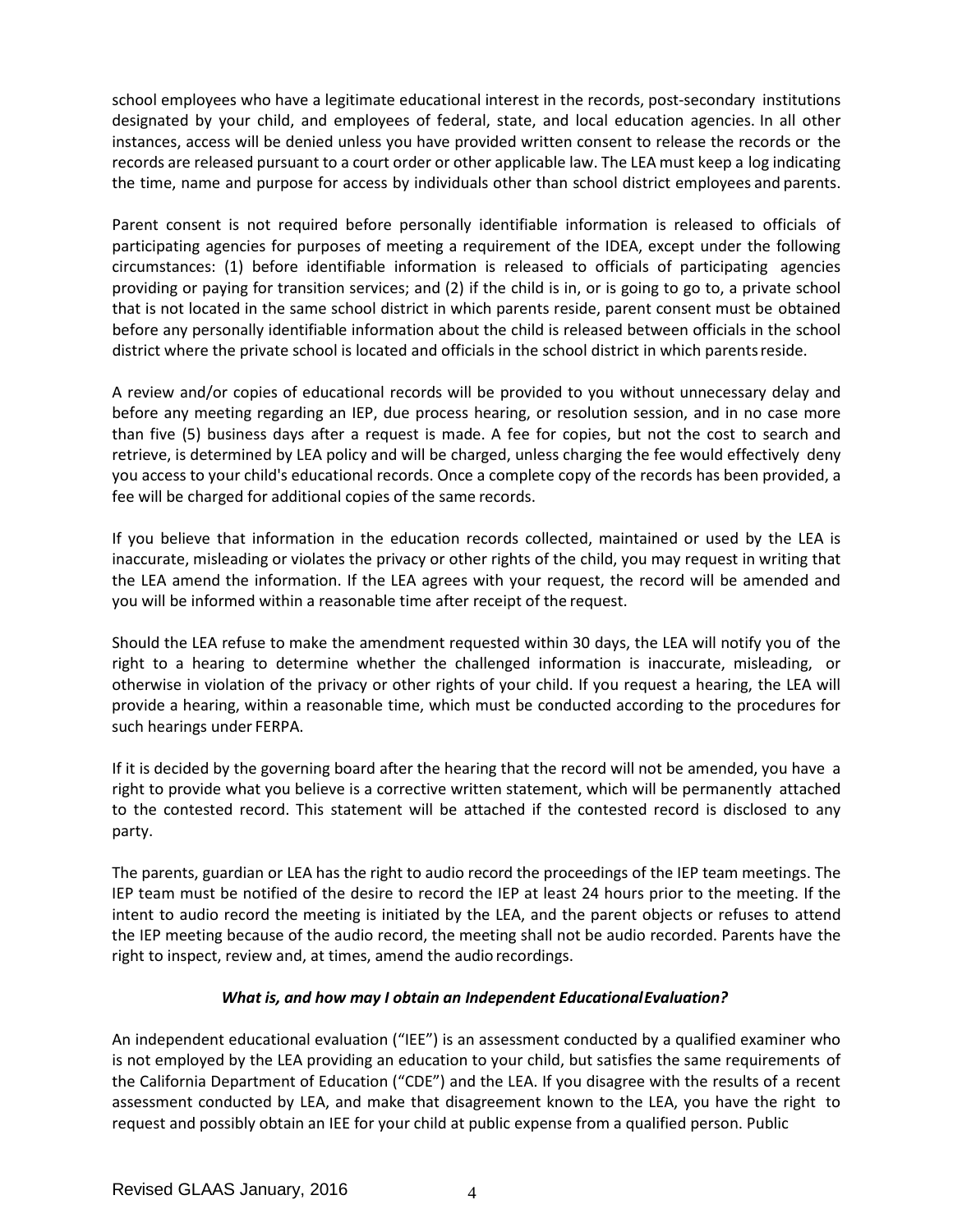school employees who have a legitimate educational interest in the records, post-secondary institutions designated by your child, and employees of federal, state, and local education agencies. In all other instances, access will be denied unless you have provided written consent to release the records or the records are released pursuant to a court order or other applicable law. The LEA must keep a log indicating the time, name and purpose for access by individuals other than school district employees and parents.

Parent consent is not required before personally identifiable information is released to officials of participating agencies for purposes of meeting a requirement of the IDEA, except under the following circumstances: (1) before identifiable information is released to officials of participating agencies providing or paying for transition services; and (2) if the child is in, or is going to go to, a private school that is not located in the same school district in which parents reside, parent consent must be obtained before any personally identifiable information about the child is released between officials in the school district where the private school is located and officials in the school district in which parents reside.

A review and/or copies of educational records will be provided to you without unnecessary delay and before any meeting regarding an IEP, due process hearing, or resolution session, and in no case more than five (5) business days after a request is made. A fee for copies, but not the cost to search and retrieve, is determined by LEA policy and will be charged, unless charging the fee would effectively deny you access to your child's educational records. Once a complete copy of the records has been provided, a fee will be charged for additional copies of the same records.

If you believe that information in the education records collected, maintained or used by the LEA is inaccurate, misleading or violates the privacy or other rights of the child, you may request in writing that the LEA amend the information. If the LEA agrees with your request, the record will be amended and you will be informed within a reasonable time after receipt of the request.

Should the LEA refuse to make the amendment requested within 30 days, the LEA will notify you of the right to a hearing to determine whether the challenged information is inaccurate, misleading, or otherwise in violation of the privacy or other rights of your child. If you request a hearing, the LEA will provide a hearing, within a reasonable time, which must be conducted according to the procedures for such hearings under FERPA.

If it is decided by the governing board after the hearing that the record will not be amended, you have a right to provide what you believe is a corrective written statement, which will be permanently attached to the contested record. This statement will be attached if the contested record is disclosed to any party.

The parents, guardian or LEA has the right to audio record the proceedings of the IEP team meetings. The IEP team must be notified of the desire to record the IEP at least 24 hours prior to the meeting. If the intent to audio record the meeting is initiated by the LEA, and the parent objects or refuses to attend the IEP meeting because of the audio record, the meeting shall not be audio recorded. Parents have the right to inspect, review and, at times, amend the audio recordings.

### *What is, and how may I obtain an Independent Educational Evaluation?*

An independent educational evaluation ("IEE") is an assessment conducted by a qualified examiner who is not employed by the LEA providing an education to your child, but satisfies the same requirements of the California Department of Education ("CDE") and the LEA. If you disagree with the results of a recent assessment conducted by LEA, and make that disagreement known to the LEA, you have the right to request and possibly obtain an IEE for your child at public expense from a qualified person. Public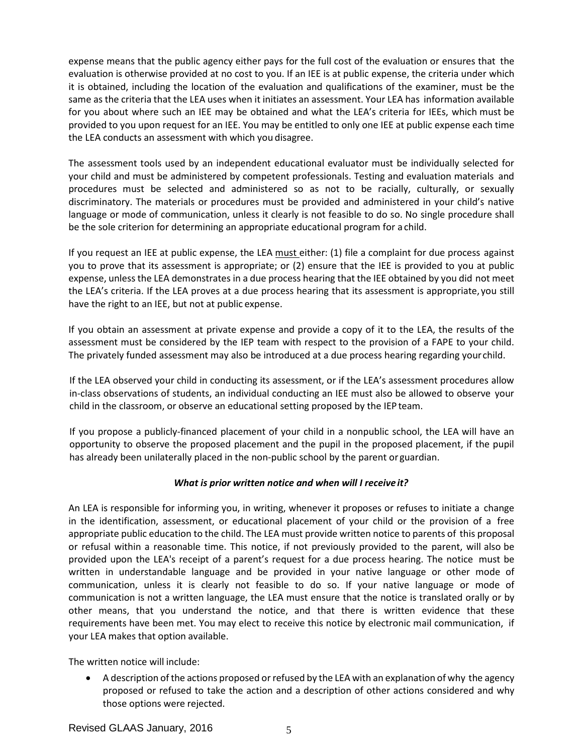expense means that the public agency either pays for the full cost of the evaluation or ensures that the evaluation is otherwise provided at no cost to you. If an IEE is at public expense, the criteria under which it is obtained, including the location of the evaluation and qualifications of the examiner, must be the same as the criteria that the LEA uses when it initiates an assessment. Your LEA has information available for you about where such an IEE may be obtained and what the LEA's criteria for IEEs, which must be provided to you upon request for an IEE. You may be entitled to only one IEE at public expense each time the LEA conducts an assessment with which you disagree.

The assessment tools used by an independent educational evaluator must be individually selected for your child and must be administered by competent professionals. Testing and evaluation materials and procedures must be selected and administered so as not to be racially, culturally, or sexually discriminatory. The materials or procedures must be provided and administered in your child's native language or mode of communication, unless it clearly is not feasible to do so. No single procedure shall be the sole criterion for determining an appropriate educational program for a child.

If you request an IEE at public expense, the LEA <u>must</u> either: (1) file a complaint for due process against you to prove that its assessment is appropriate; or (2) ensure that the IEE is provided to you at public expense, unless the LEA demonstrates in a due process hearing that the IEE obtained by you did not meet the LEA's criteria. If the LEA proves at a due process hearing that its assessment is appropriate, you still have the right to an IEE, but not at public expense.

If you obtain an assessment at private expense and provide a copy of it to the LEA, the results of the assessment must be considered by the IEP team with respect to the provision of a FAPE to your child. The privately funded assessment may also be introduced at a due process hearing regarding your child.

If the LEA observed your child in conducting its assessment, or if the LEA's assessment procedures allow in-class observations of students, an individual conducting an IEE must also be allowed to observe your child in the classroom, or observe an educational setting proposed by the IEP team.

If you propose a publicly-financed placement of your child in a nonpublic school, the LEA will have an opportunity to observe the proposed placement and the pupil in the proposed placement, if the pupil has already been unilaterally placed in the non-public school by the parent or guardian.

### *What is prior written notice and when will I receive it?*

An LEA is responsible for informing you, in writing, whenever it proposes or refuses to initiate a change in the identification, assessment, or educational placement of your child or the provision of a free appropriate public education to the child. The LEA must provide written notice to parents of this proposal or refusal within a reasonable time. This notice, if not previously provided to the parent, will also be provided upon the LEA's receipt of a parent's request for a due process hearing. The notice must be written in understandable language and be provided in your native language or other mode of communication, unless it is clearly not feasible to do so. If your native language or mode of communication is not a written language, the LEA must ensure that the notice is translated orally or by other means, that you understand the notice, and that there is written evidence that these requirements have been met. You may elect to receive this notice by electronic mail communication, if your LEA makes that option available.

The written notice will include:

- A description of the actions proposed or refused by the LEA with an explanation of why the agency proposed or refused to take the action and a description of other actions considered and why those options were rejected.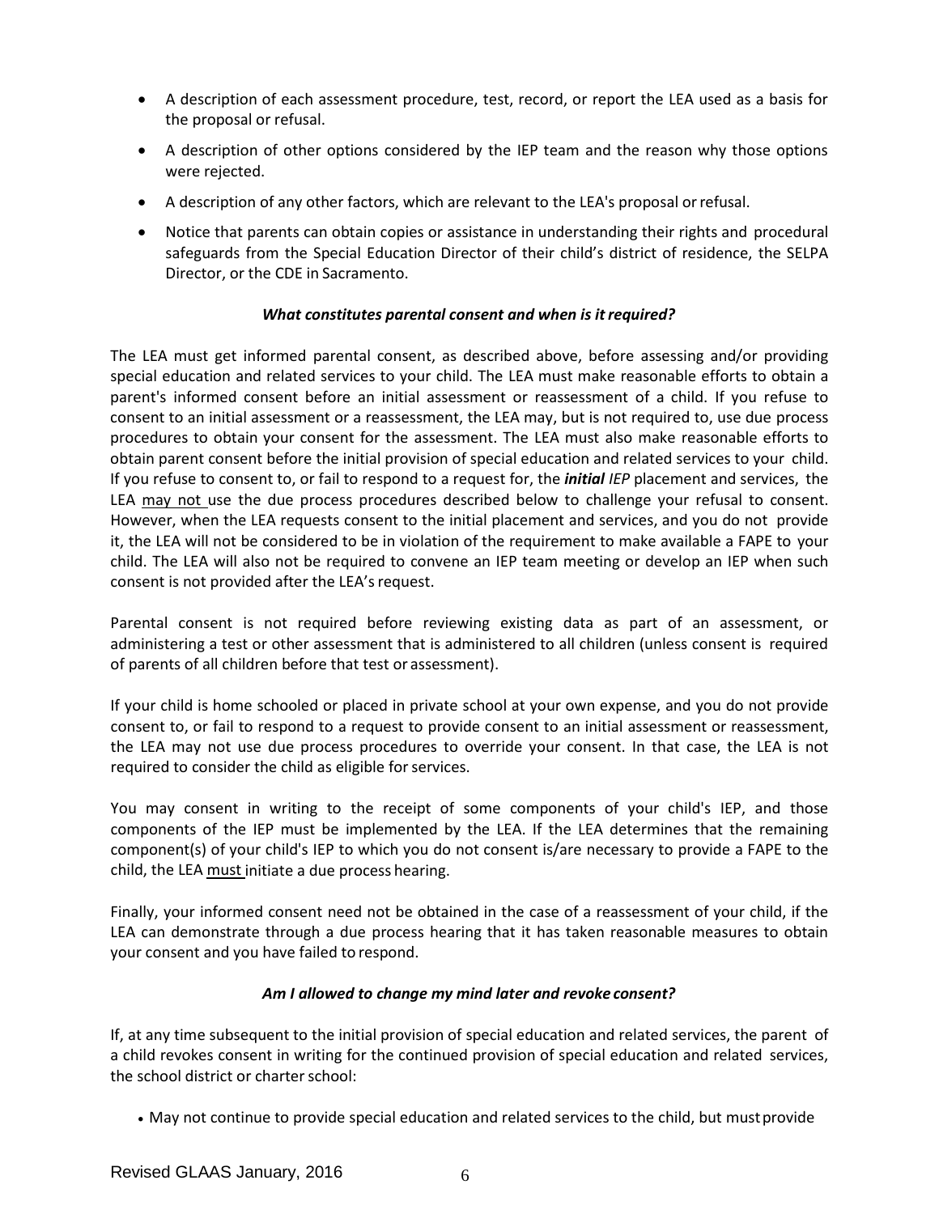- A description of each assessment procedure, test, record, or report the LEA used as a basis for the proposal or refusal.
- A description of other options considered by the IEP team and the reason why those options were rejected.
- A description of any other factors, which are relevant to the LEA's proposal or refusal.
- Notice that parents can obtain copies or assistance in understanding their rights and procedural safeguards from the Special Education Director of their child's district of residence, the SELPA Director, or the CDE in Sacramento.

***What constitutes parental consent and when is it required?***

The LEA must get informed parental consent, as described above, before assessing and/or providing special education and related services to your child. The LEA must make reasonable efforts to obtain a parent's informed consent before an initial assessment or reassessment of a child. If you refuse to consent to an initial assessment or a reassessment, the LEA may, but is not required to, use due process procedures to obtain your consent for the assessment. The LEA must also make reasonable efforts to obtain parent consent before the initial provision of special education and related services to your child. If you refuse to consent to, or fail to respond to a request for, the ***initial*** *IEP* placement and services, the LEA <u>may not</u> use the due process procedures described below to challenge your refusal to consent. However, when the LEA requests consent to the initial placement and services, and you do not provide it, the LEA will not be considered to be in violation of the requirement to make available a FAPE to your child. The LEA will also not be required to convene an IEP team meeting or develop an IEP when such consent is not provided after the LEA's request.

Parental consent is not required before reviewing existing data as part of an assessment, or administering a test or other assessment that is administered to all children (unless consent is required of parents of all children before that test or assessment).

If your child is home schooled or placed in private school at your own expense, and you do not provide consent to, or fail to respond to a request to provide consent to an initial assessment or reassessment, the LEA may not use due process procedures to override your consent. In that case, the LEA is not required to consider the child as eligible for services.

You may consent in writing to the receipt of some components of your child's IEP, and those components of the IEP must be implemented by the LEA. If the LEA determines that the remaining component(s) of your child's IEP to which you do not consent is/are necessary to provide a FAPE to the child, the LEA <u>must</u> initiate a due process hearing.

Finally, your informed consent need not be obtained in the case of a reassessment of your child, if the LEA can demonstrate through a due process hearing that it has taken reasonable measures to obtain your consent and you have failed to respond.

***Am I allowed to change my mind later and revoke consent?***

If, at any time subsequent to the initial provision of special education and related services, the parent of a child revokes consent in writing for the continued provision of special education and related services, the school district or charter school:

- May not continue to provide special education and related services to the child, but must provide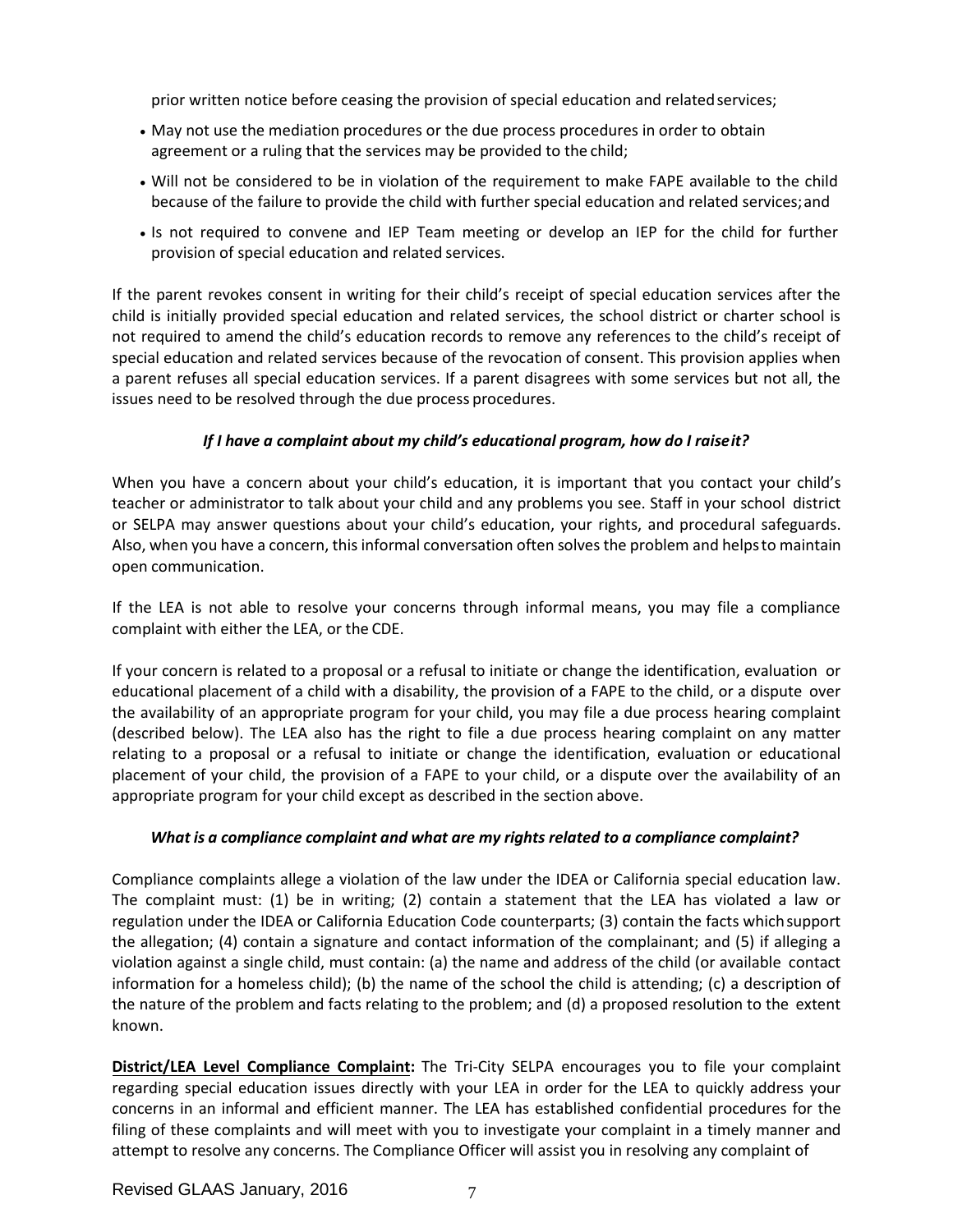prior written notice before ceasing the provision of special education and related services;

- May not use the mediation procedures or the due process procedures in order to obtain agreement or a ruling that the services may be provided to the child;
- Will not be considered to be in violation of the requirement to make FAPE available to the child because of the failure to provide the child with further special education and related services; and
- Is not required to convene and IEP Team meeting or develop an IEP for the child for further provision of special education and related services.

If the parent revokes consent in writing for their child's receipt of special education services after the child is initially provided special education and related services, the school district or charter school is not required to amend the child's education records to remove any references to the child's receipt of special education and related services because of the revocation of consent. This provision applies when a parent refuses all special education services. If a parent disagrees with some services but not all, the issues need to be resolved through the due process procedures.

***If I have a complaint about my child's educational program, how do I raise it?***

When you have a concern about your child's education, it is important that you contact your child's teacher or administrator to talk about your child and any problems you see. Staff in your school district or SELPA may answer questions about your child's education, your rights, and procedural safeguards. Also, when you have a concern, this informal conversation often solves the problem and helps to maintain open communication.

If the LEA is not able to resolve your concerns through informal means, you may file a compliance complaint with either the LEA, or the CDE.

If your concern is related to a proposal or a refusal to initiate or change the identification, evaluation or educational placement of a child with a disability, the provision of a FAPE to the child, or a dispute over the availability of an appropriate program for your child, you may file a due process hearing complaint (described below). The LEA also has the right to file a due process hearing complaint on any matter relating to a proposal or a refusal to initiate or change the identification, evaluation or educational placement of your child, the provision of a FAPE to your child, or a dispute over the availability of an appropriate program for your child except as described in the section above.

***What is a compliance complaint and what are my rights related to a compliance complaint?***

Compliance complaints allege a violation of the law under the IDEA or California special education law. The complaint must: (1) be in writing; (2) contain a statement that the LEA has violated a law or regulation under the IDEA or California Education Code counterparts; (3) contain the facts which support the allegation; (4) contain a signature and contact information of the complainant; and (5) if alleging a violation against a single child, must contain: (a) the name and address of the child (or available contact information for a homeless child); (b) the name of the school the child is attending; (c) a description of the nature of the problem and facts relating to the problem; and (d) a proposed resolution to the extent known.

**District/LEA Level Compliance Complaint:** The Tri-City SELPA encourages you to file your complaint regarding special education issues directly with your LEA in order for the LEA to quickly address your concerns in an informal and efficient manner. The LEA has established confidential procedures for the filing of these complaints and will meet with you to investigate your complaint in a timely manner and attempt to resolve any concerns. The Compliance Officer will assist you in resolving any complaint of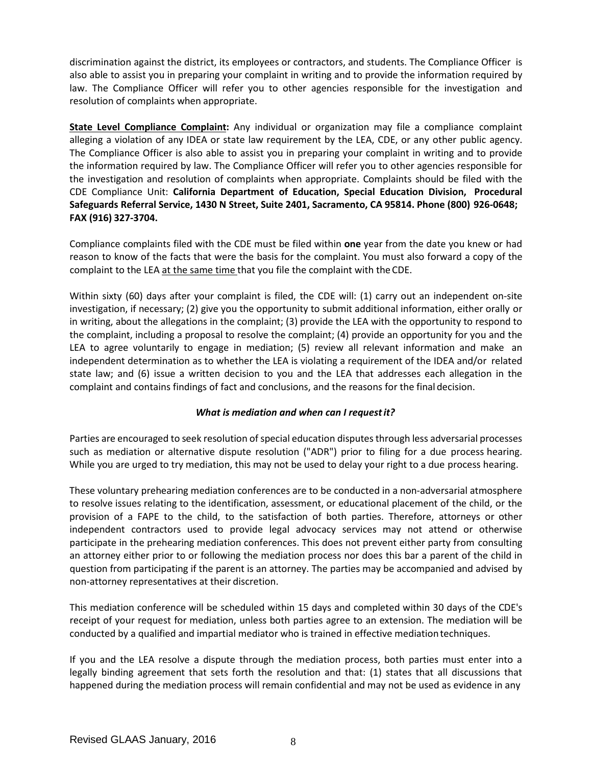discrimination against the district, its employees or contractors, and students. The Compliance Officer is also able to assist you in preparing your complaint in writing and to provide the information required by law. The Compliance Officer will refer you to other agencies responsible for the investigation and resolution of complaints when appropriate.

<u>**State Level Compliance Complaint**</u>**:** Any individual or organization may file a compliance complaint alleging a violation of any IDEA or state law requirement by the LEA, CDE, or any other public agency. The Compliance Officer is also able to assist you in preparing your complaint in writing and to provide the information required by law. The Compliance Officer will refer you to other agencies responsible for the investigation and resolution of complaints when appropriate. Complaints should be filed with the CDE Compliance Unit: **California Department of Education, Special Education Division, Procedural Safeguards Referral Service, 1430 N Street, Suite 2401, Sacramento, CA 95814. Phone (800) 926-0648; FAX (916) 327-3704.**

Compliance complaints filed with the CDE must be filed within **one** year from the date you knew or had reason to know of the facts that were the basis for the complaint. You must also forward a copy of the complaint to the LEA <u>at the same time</u> that you file the complaint with the CDE.

Within sixty (60) days after your complaint is filed, the CDE will: (1) carry out an independent on-site investigation, if necessary; (2) give you the opportunity to submit additional information, either orally or in writing, about the allegations in the complaint; (3) provide the LEA with the opportunity to respond to the complaint, including a proposal to resolve the complaint; (4) provide an opportunity for you and the LEA to agree voluntarily to engage in mediation; (5) review all relevant information and make an independent determination as to whether the LEA is violating a requirement of the IDEA and/or related state law; and (6) issue a written decision to you and the LEA that addresses each allegation in the complaint and contains findings of fact and conclusions, and the reasons for the final decision.

### *What is mediation and when can I request it?*

Parties are encouraged to seek resolution of special education disputes through less adversarial processes such as mediation or alternative dispute resolution ("ADR") prior to filing for a due process hearing. While you are urged to try mediation, this may not be used to delay your right to a due process hearing.

These voluntary prehearing mediation conferences are to be conducted in a non-adversarial atmosphere to resolve issues relating to the identification, assessment, or educational placement of the child, or the provision of a FAPE to the child, to the satisfaction of both parties. Therefore, attorneys or other independent contractors used to provide legal advocacy services may not attend or otherwise participate in the prehearing mediation conferences. This does not prevent either party from consulting an attorney either prior to or following the mediation process nor does this bar a parent of the child in question from participating if the parent is an attorney. The parties may be accompanied and advised by non-attorney representatives at their discretion.

This mediation conference will be scheduled within 15 days and completed within 30 days of the CDE's receipt of your request for mediation, unless both parties agree to an extension. The mediation will be conducted by a qualified and impartial mediator who is trained in effective mediation techniques.

If you and the LEA resolve a dispute through the mediation process, both parties must enter into a legally binding agreement that sets forth the resolution and that: (1) states that all discussions that happened during the mediation process will remain confidential and may not be used as evidence in any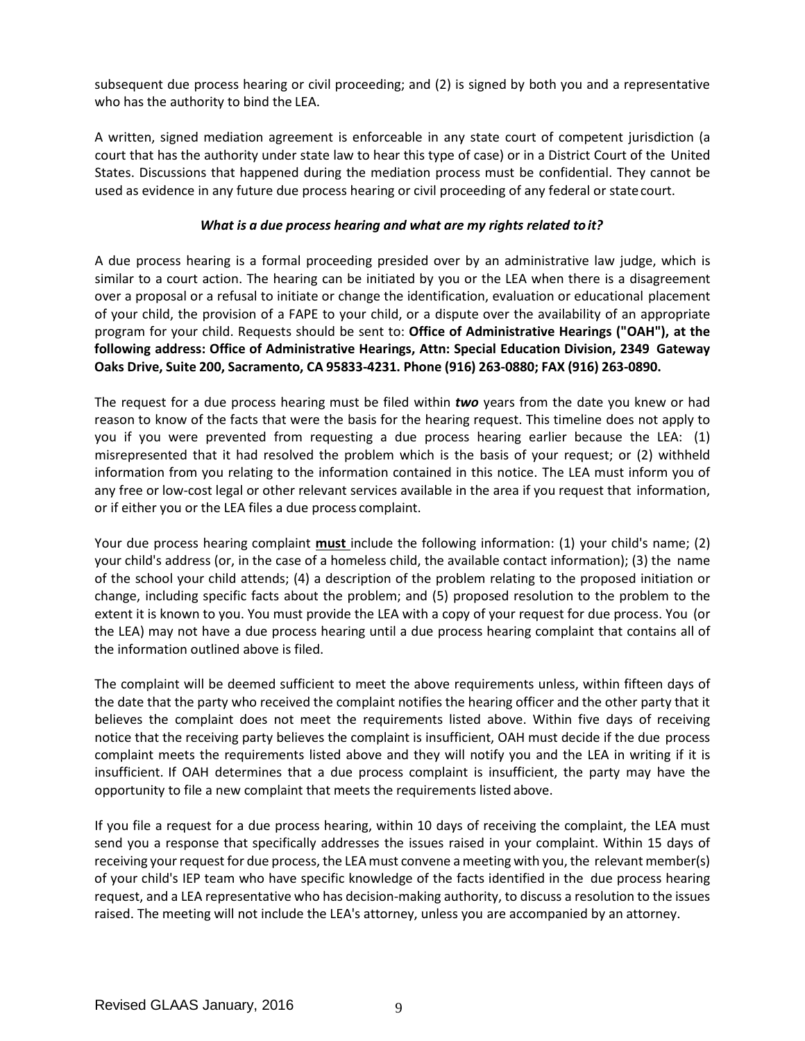subsequent due process hearing or civil proceeding; and (2) is signed by both you and a representative who has the authority to bind the LEA.

A written, signed mediation agreement is enforceable in any state court of competent jurisdiction (a court that has the authority under state law to hear this type of case) or in a District Court of the United States. Discussions that happened during the mediation process must be confidential. They cannot be used as evidence in any future due process hearing or civil proceeding of any federal or state court.

***What is a due process hearing and what are my rights related to it?***

A due process hearing is a formal proceeding presided over by an administrative law judge, which is similar to a court action. The hearing can be initiated by you or the LEA when there is a disagreement over a proposal or a refusal to initiate or change the identification, evaluation or educational placement of your child, the provision of a FAPE to your child, or a dispute over the availability of an appropriate program for your child. Requests should be sent to: **Office of Administrative Hearings ("OAH"), at the following address: Office of Administrative Hearings, Attn: Special Education Division, 2349 Gateway Oaks Drive, Suite 200, Sacramento, CA 95833-4231. Phone (916) 263-0880; FAX (916) 263-0890.**

The request for a due process hearing must be filed within ***two*** years from the date you knew or had reason to know of the facts that were the basis for the hearing request. This timeline does not apply to you if you were prevented from requesting a due process hearing earlier because the LEA: (1) misrepresented that it had resolved the problem which is the basis of your request; or (2) withheld information from you relating to the information contained in this notice. The LEA must inform you of any free or low-cost legal or other relevant services available in the area if you request that information, or if either you or the LEA files a due process complaint.

Your due process hearing complaint <u>**must**</u> include the following information: (1) your child's name; (2) your child's address (or, in the case of a homeless child, the available contact information); (3) the name of the school your child attends; (4) a description of the problem relating to the proposed initiation or change, including specific facts about the problem; and (5) proposed resolution to the problem to the extent it is known to you. You must provide the LEA with a copy of your request for due process. You (or the LEA) may not have a due process hearing until a due process hearing complaint that contains all of the information outlined above is filed.

The complaint will be deemed sufficient to meet the above requirements unless, within fifteen days of the date that the party who received the complaint notifies the hearing officer and the other party that it believes the complaint does not meet the requirements listed above. Within five days of receiving notice that the receiving party believes the complaint is insufficient, OAH must decide if the due process complaint meets the requirements listed above and they will notify you and the LEA in writing if it is insufficient. If OAH determines that a due process complaint is insufficient, the party may have the opportunity to file a new complaint that meets the requirements listed above.

If you file a request for a due process hearing, within 10 days of receiving the complaint, the LEA must send you a response that specifically addresses the issues raised in your complaint. Within 15 days of receiving your request for due process, the LEA must convene a meeting with you, the relevant member(s) of your child's IEP team who have specific knowledge of the facts identified in the due process hearing request, and a LEA representative who has decision-making authority, to discuss a resolution to the issues raised. The meeting will not include the LEA's attorney, unless you are accompanied by an attorney.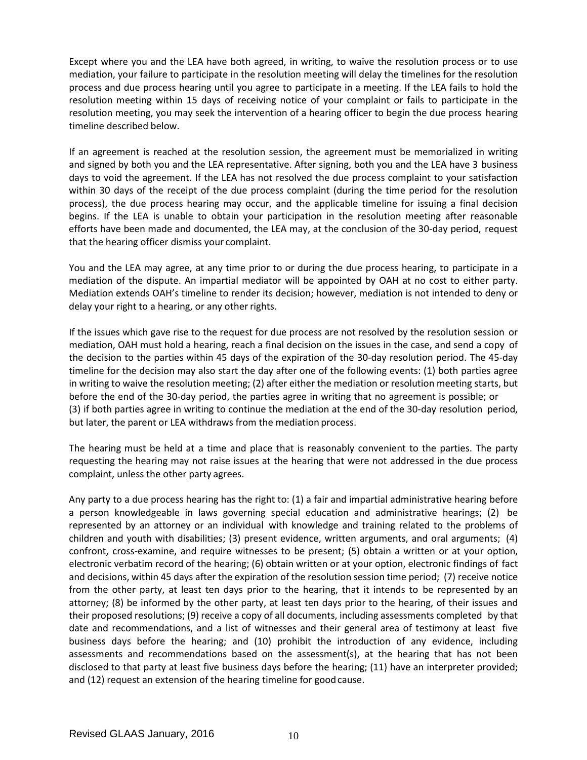Except where you and the LEA have both agreed, in writing, to waive the resolution process or to use mediation, your failure to participate in the resolution meeting will delay the timelines for the resolution process and due process hearing until you agree to participate in a meeting. If the LEA fails to hold the resolution meeting within 15 days of receiving notice of your complaint or fails to participate in the resolution meeting, you may seek the intervention of a hearing officer to begin the due process hearing timeline described below.

If an agreement is reached at the resolution session, the agreement must be memorialized in writing and signed by both you and the LEA representative. After signing, both you and the LEA have 3 business days to void the agreement. If the LEA has not resolved the due process complaint to your satisfaction within 30 days of the receipt of the due process complaint (during the time period for the resolution process), the due process hearing may occur, and the applicable timeline for issuing a final decision begins. If the LEA is unable to obtain your participation in the resolution meeting after reasonable efforts have been made and documented, the LEA may, at the conclusion of the 30-day period, request that the hearing officer dismiss your complaint.

You and the LEA may agree, at any time prior to or during the due process hearing, to participate in a mediation of the dispute. An impartial mediator will be appointed by OAH at no cost to either party. Mediation extends OAH's timeline to render its decision; however, mediation is not intended to deny or delay your right to a hearing, or any other rights.

If the issues which gave rise to the request for due process are not resolved by the resolution session or mediation, OAH must hold a hearing, reach a final decision on the issues in the case, and send a copy of the decision to the parties within 45 days of the expiration of the 30-day resolution period. The 45-day timeline for the decision may also start the day after one of the following events: (1) both parties agree in writing to waive the resolution meeting; (2) after either the mediation or resolution meeting starts, but before the end of the 30-day period, the parties agree in writing that no agreement is possible; or (3) if both parties agree in writing to continue the mediation at the end of the 30-day resolution period, but later, the parent or LEA withdraws from the mediation process.

The hearing must be held at a time and place that is reasonably convenient to the parties. The party requesting the hearing may not raise issues at the hearing that were not addressed in the due process complaint, unless the other party agrees.

Any party to a due process hearing has the right to: (1) a fair and impartial administrative hearing before a person knowledgeable in laws governing special education and administrative hearings; (2) be represented by an attorney or an individual with knowledge and training related to the problems of children and youth with disabilities; (3) present evidence, written arguments, and oral arguments; (4) confront, cross-examine, and require witnesses to be present; (5) obtain a written or at your option, electronic verbatim record of the hearing; (6) obtain written or at your option, electronic findings of fact and decisions, within 45 days after the expiration of the resolution session time period; (7) receive notice from the other party, at least ten days prior to the hearing, that it intends to be represented by an attorney; (8) be informed by the other party, at least ten days prior to the hearing, of their issues and their proposed resolutions; (9) receive a copy of all documents, including assessments completed by that date and recommendations, and a list of witnesses and their general area of testimony at least five business days before the hearing; and (10) prohibit the introduction of any evidence, including assessments and recommendations based on the assessment(s), at the hearing that has not been disclosed to that party at least five business days before the hearing; (11) have an interpreter provided; and (12) request an extension of the hearing timeline for good cause.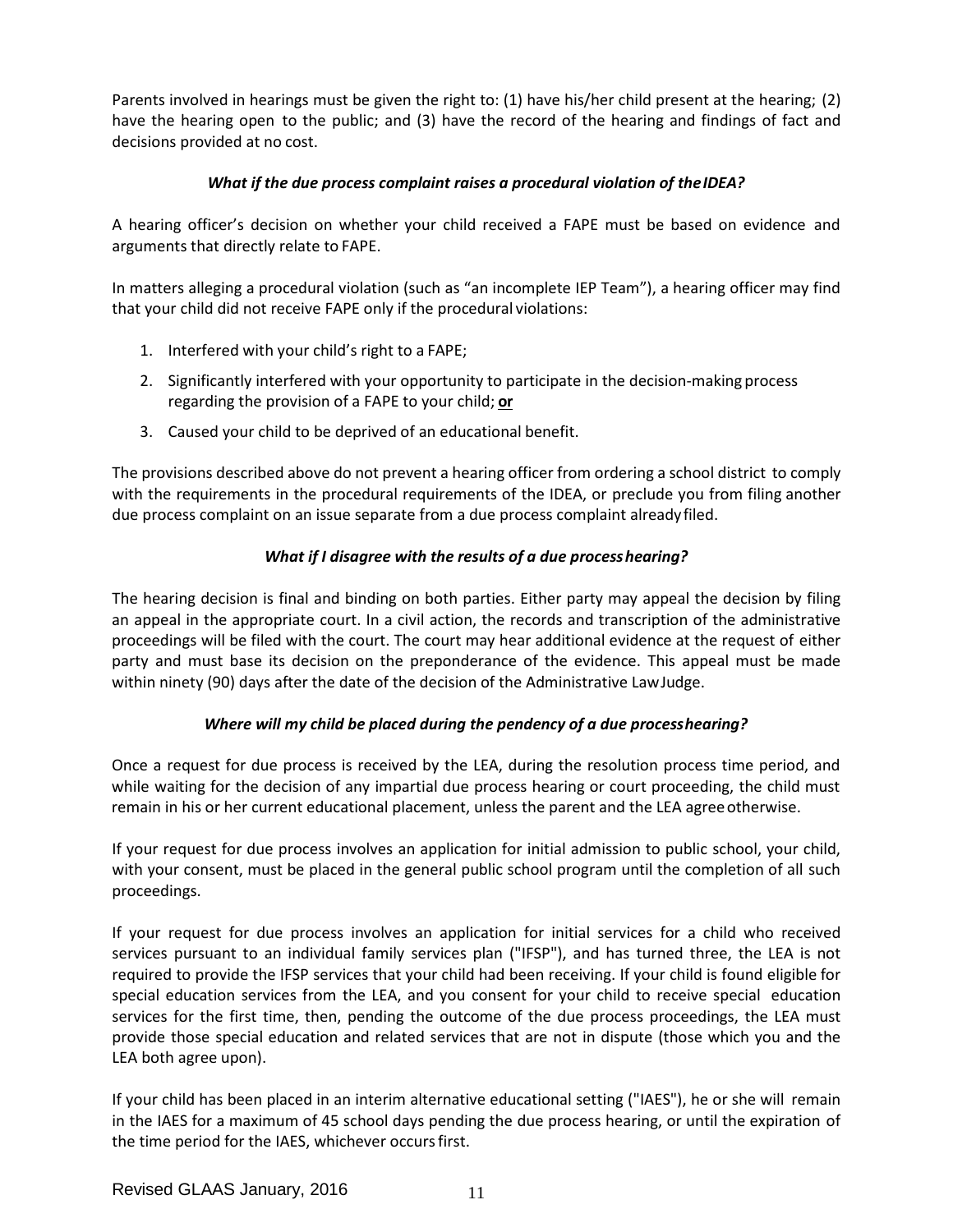Parents involved in hearings must be given the right to: (1) have his/her child present at the hearing; (2) have the hearing open to the public; and (3) have the record of the hearing and findings of fact and decisions provided at no cost.

### *What if the due process complaint raises a procedural violation of the IDEA?*

A hearing officer's decision on whether your child received a FAPE must be based on evidence and arguments that directly relate to FAPE.

In matters alleging a procedural violation (such as "an incomplete IEP Team"), a hearing officer may find that your child did not receive FAPE only if the procedural violations:

1. Interfered with your child's right to a FAPE;
2. Significantly interfered with your opportunity to participate in the decision-making process regarding the provision of a FAPE to your child; **or**
3. Caused your child to be deprived of an educational benefit.

The provisions described above do not prevent a hearing officer from ordering a school district to comply with the requirements in the procedural requirements of the IDEA, or preclude you from filing another due process complaint on an issue separate from a due process complaint already filed.

### *What if I disagree with the results of a due process hearing?*

The hearing decision is final and binding on both parties. Either party may appeal the decision by filing an appeal in the appropriate court. In a civil action, the records and transcription of the administrative proceedings will be filed with the court. The court may hear additional evidence at the request of either party and must base its decision on the preponderance of the evidence. This appeal must be made within ninety (90) days after the date of the decision of the Administrative Law Judge.

### *Where will my child be placed during the pendency of a due process hearing?*

Once a request for due process is received by the LEA, during the resolution process time period, and while waiting for the decision of any impartial due process hearing or court proceeding, the child must remain in his or her current educational placement, unless the parent and the LEA agree otherwise.

If your request for due process involves an application for initial admission to public school, your child, with your consent, must be placed in the general public school program until the completion of all such proceedings.

If your request for due process involves an application for initial services for a child who received services pursuant to an individual family services plan ("IFSP"), and has turned three, the LEA is not required to provide the IFSP services that your child had been receiving. If your child is found eligible for special education services from the LEA, and you consent for your child to receive special education services for the first time, then, pending the outcome of the due process proceedings, the LEA must provide those special education and related services that are not in dispute (those which you and the LEA both agree upon).

If your child has been placed in an interim alternative educational setting ("IAES"), he or she will remain in the IAES for a maximum of 45 school days pending the due process hearing, or until the expiration of the time period for the IAES, whichever occurs first.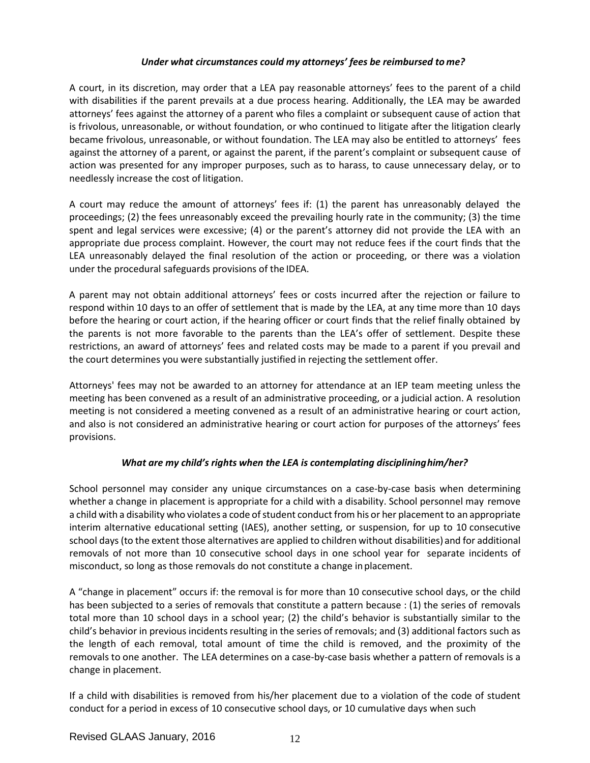### *Under what circumstances could my attorneys' fees be reimbursed to me?*

A court, in its discretion, may order that a LEA pay reasonable attorneys' fees to the parent of a child with disabilities if the parent prevails at a due process hearing. Additionally, the LEA may be awarded attorneys' fees against the attorney of a parent who files a complaint or subsequent cause of action that is frivolous, unreasonable, or without foundation, or who continued to litigate after the litigation clearly became frivolous, unreasonable, or without foundation. The LEA may also be entitled to attorneys' fees against the attorney of a parent, or against the parent, if the parent's complaint or subsequent cause of action was presented for any improper purposes, such as to harass, to cause unnecessary delay, or to needlessly increase the cost of litigation.

A court may reduce the amount of attorneys' fees if: (1) the parent has unreasonably delayed the proceedings; (2) the fees unreasonably exceed the prevailing hourly rate in the community; (3) the time spent and legal services were excessive; (4) or the parent's attorney did not provide the LEA with an appropriate due process complaint. However, the court may not reduce fees if the court finds that the LEA unreasonably delayed the final resolution of the action or proceeding, or there was a violation under the procedural safeguards provisions of the IDEA.

A parent may not obtain additional attorneys' fees or costs incurred after the rejection or failure to respond within 10 days to an offer of settlement that is made by the LEA, at any time more than 10 days before the hearing or court action, if the hearing officer or court finds that the relief finally obtained by the parents is not more favorable to the parents than the LEA's offer of settlement. Despite these restrictions, an award of attorneys' fees and related costs may be made to a parent if you prevail and the court determines you were substantially justified in rejecting the settlement offer.

Attorneys' fees may not be awarded to an attorney for attendance at an IEP team meeting unless the meeting has been convened as a result of an administrative proceeding, or a judicial action. A resolution meeting is not considered a meeting convened as a result of an administrative hearing or court action, and also is not considered an administrative hearing or court action for purposes of the attorneys' fees provisions.

### *What are my child's rights when the LEA is contemplating disciplining him/her?*

School personnel may consider any unique circumstances on a case-by-case basis when determining whether a change in placement is appropriate for a child with a disability. School personnel may remove a child with a disability who violates a code of student conduct from his or her placement to an appropriate interim alternative educational setting (IAES), another setting, or suspension, for up to 10 consecutive school days (to the extent those alternatives are applied to children without disabilities) and for additional removals of not more than 10 consecutive school days in one school year for separate incidents of misconduct, so long as those removals do not constitute a change in placement.

A "change in placement" occurs if: the removal is for more than 10 consecutive school days, or the child has been subjected to a series of removals that constitute a pattern because : (1) the series of removals total more than 10 school days in a school year; (2) the child's behavior is substantially similar to the child's behavior in previous incidents resulting in the series of removals; and (3) additional factors such as the length of each removal, total amount of time the child is removed, and the proximity of the removals to one another. The LEA determines on a case-by-case basis whether a pattern of removals is a change in placement.

If a child with disabilities is removed from his/her placement due to a violation of the code of student conduct for a period in excess of 10 consecutive school days, or 10 cumulative days when such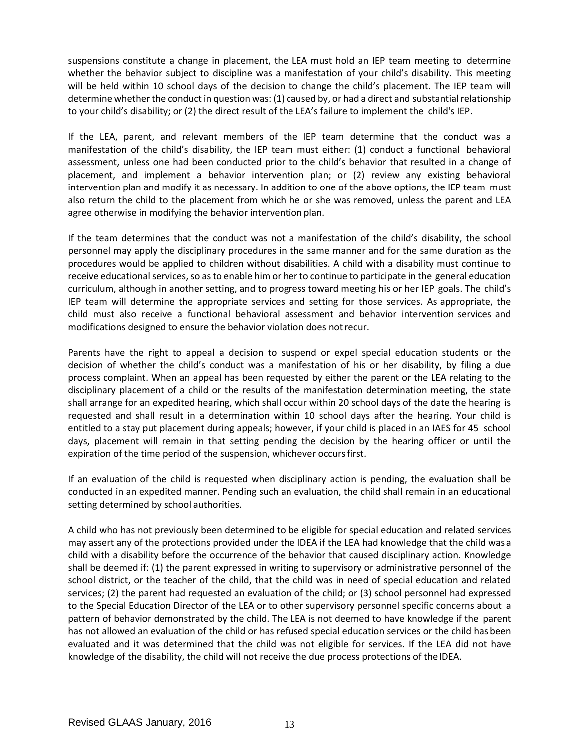suspensions constitute a change in placement, the LEA must hold an IEP team meeting to determine whether the behavior subject to discipline was a manifestation of your child's disability. This meeting will be held within 10 school days of the decision to change the child's placement. The IEP team will determine whether the conduct in question was: (1) caused by, or had a direct and substantial relationship to your child's disability; or (2) the direct result of the LEA's failure to implement the child's IEP.

If the LEA, parent, and relevant members of the IEP team determine that the conduct was a manifestation of the child's disability, the IEP team must either: (1) conduct a functional behavioral assessment, unless one had been conducted prior to the child's behavior that resulted in a change of placement, and implement a behavior intervention plan; or (2) review any existing behavioral intervention plan and modify it as necessary. In addition to one of the above options, the IEP team must also return the child to the placement from which he or she was removed, unless the parent and LEA agree otherwise in modifying the behavior intervention plan.

If the team determines that the conduct was not a manifestation of the child's disability, the school personnel may apply the disciplinary procedures in the same manner and for the same duration as the procedures would be applied to children without disabilities. A child with a disability must continue to receive educational services, so as to enable him or her to continue to participate in the general education curriculum, although in another setting, and to progress toward meeting his or her IEP goals. The child's IEP team will determine the appropriate services and setting for those services. As appropriate, the child must also receive a functional behavioral assessment and behavior intervention services and modifications designed to ensure the behavior violation does not recur.

Parents have the right to appeal a decision to suspend or expel special education students or the decision of whether the child's conduct was a manifestation of his or her disability, by filing a due process complaint. When an appeal has been requested by either the parent or the LEA relating to the disciplinary placement of a child or the results of the manifestation determination meeting, the state shall arrange for an expedited hearing, which shall occur within 20 school days of the date the hearing is requested and shall result in a determination within 10 school days after the hearing. Your child is entitled to a stay put placement during appeals; however, if your child is placed in an IAES for 45 school days, placement will remain in that setting pending the decision by the hearing officer or until the expiration of the time period of the suspension, whichever occurs first.

If an evaluation of the child is requested when disciplinary action is pending, the evaluation shall be conducted in an expedited manner. Pending such an evaluation, the child shall remain in an educational setting determined by school authorities.

A child who has not previously been determined to be eligible for special education and related services may assert any of the protections provided under the IDEA if the LEA had knowledge that the child was a child with a disability before the occurrence of the behavior that caused disciplinary action. Knowledge shall be deemed if: (1) the parent expressed in writing to supervisory or administrative personnel of the school district, or the teacher of the child, that the child was in need of special education and related services; (2) the parent had requested an evaluation of the child; or (3) school personnel had expressed to the Special Education Director of the LEA or to other supervisory personnel specific concerns about a pattern of behavior demonstrated by the child. The LEA is not deemed to have knowledge if the parent has not allowed an evaluation of the child or has refused special education services or the child has been evaluated and it was determined that the child was not eligible for services. If the LEA did not have knowledge of the disability, the child will not receive the due process protections of the IDEA.

Revised GLAAS January, 2016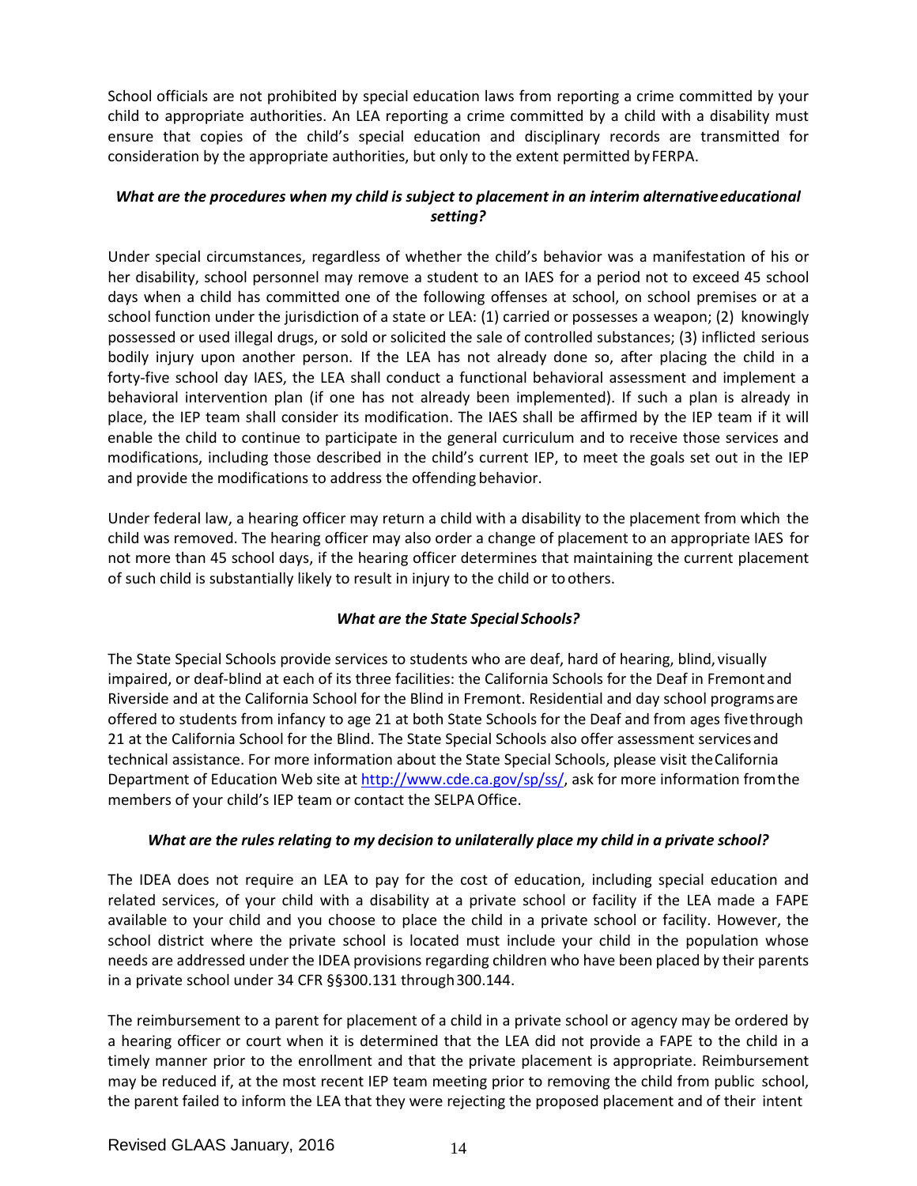School officials are not prohibited by special education laws from reporting a crime committed by your child to appropriate authorities. An LEA reporting a crime committed by a child with a disability must ensure that copies of the child's special education and disciplinary records are transmitted for consideration by the appropriate authorities, but only to the extent permitted by FERPA.

### *What are the procedures when my child is subject to placement in an interim alternative educational setting?*

Under special circumstances, regardless of whether the child's behavior was a manifestation of his or her disability, school personnel may remove a student to an IAES for a period not to exceed 45 school days when a child has committed one of the following offenses at school, on school premises or at a school function under the jurisdiction of a state or LEA: (1) carried or possesses a weapon; (2) knowingly possessed or used illegal drugs, or sold or solicited the sale of controlled substances; (3) inflicted serious bodily injury upon another person. If the LEA has not already done so, after placing the child in a forty-five school day IAES, the LEA shall conduct a functional behavioral assessment and implement a behavioral intervention plan (if one has not already been implemented). If such a plan is already in place, the IEP team shall consider its modification. The IAES shall be affirmed by the IEP team if it will enable the child to continue to participate in the general curriculum and to receive those services and modifications, including those described in the child's current IEP, to meet the goals set out in the IEP and provide the modifications to address the offending behavior.

Under federal law, a hearing officer may return a child with a disability to the placement from which the child was removed. The hearing officer may also order a change of placement to an appropriate IAES for not more than 45 school days, if the hearing officer determines that maintaining the current placement of such child is substantially likely to result in injury to the child or to others.

### *What are the State Special Schools?*

The State Special Schools provide services to students who are deaf, hard of hearing, blind, visually impaired, or deaf-blind at each of its three facilities: the California Schools for the Deaf in Fremont and Riverside and at the California School for the Blind in Fremont. Residential and day school programs are offered to students from infancy to age 21 at both State Schools for the Deaf and from ages five through 21 at the California School for the Blind. The State Special Schools also offer assessment services and technical assistance. For more information about the State Special Schools, please visit the California Department of Education Web site at http://www.cde.ca.gov/sp/ss/, ask for more information from the members of your child's IEP team or contact the SELPA Office.

### *What are the rules relating to my decision to unilaterally place my child in a private school?*

The IDEA does not require an LEA to pay for the cost of education, including special education and related services, of your child with a disability at a private school or facility if the LEA made a FAPE available to your child and you choose to place the child in a private school or facility. However, the school district where the private school is located must include your child in the population whose needs are addressed under the IDEA provisions regarding children who have been placed by their parents in a private school under 34 CFR §§300.131 through 300.144.

The reimbursement to a parent for placement of a child in a private school or agency may be ordered by a hearing officer or court when it is determined that the LEA did not provide a FAPE to the child in a timely manner prior to the enrollment and that the private placement is appropriate. Reimbursement may be reduced if, at the most recent IEP team meeting prior to removing the child from public school, the parent failed to inform the LEA that they were rejecting the proposed placement and of their intent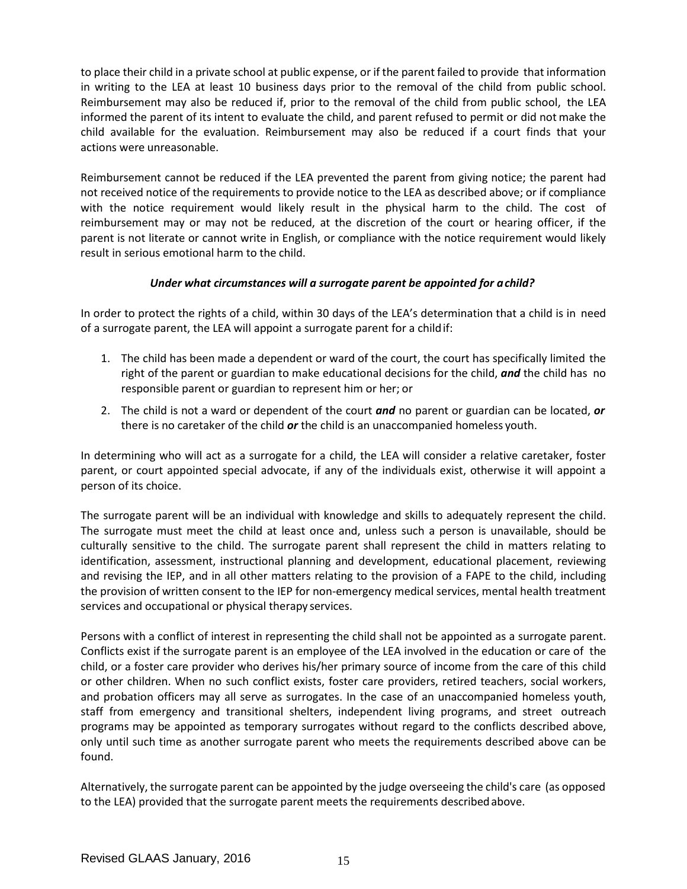to place their child in a private school at public expense, or if the parent failed to provide that information in writing to the LEA at least 10 business days prior to the removal of the child from public school. Reimbursement may also be reduced if, prior to the removal of the child from public school, the LEA informed the parent of its intent to evaluate the child, and parent refused to permit or did not make the child available for the evaluation. Reimbursement may also be reduced if a court finds that your actions were unreasonable.

Reimbursement cannot be reduced if the LEA prevented the parent from giving notice; the parent had not received notice of the requirements to provide notice to the LEA as described above; or if compliance with the notice requirement would likely result in the physical harm to the child. The cost of reimbursement may or may not be reduced, at the discretion of the court or hearing officer, if the parent is not literate or cannot write in English, or compliance with the notice requirement would likely result in serious emotional harm to the child.

***Under what circumstances will a surrogate parent be appointed for a child?***

In order to protect the rights of a child, within 30 days of the LEA's determination that a child is in need of a surrogate parent, the LEA will appoint a surrogate parent for a child if:

1. The child has been made a dependent or ward of the court, the court has specifically limited the right of the parent or guardian to make educational decisions for the child, ***and*** the child has no responsible parent or guardian to represent him or her; or
2. The child is not a ward or dependent of the court ***and*** no parent or guardian can be located, ***or*** there is no caretaker of the child ***or*** the child is an unaccompanied homeless youth.

In determining who will act as a surrogate for a child, the LEA will consider a relative caretaker, foster parent, or court appointed special advocate, if any of the individuals exist, otherwise it will appoint a person of its choice.

The surrogate parent will be an individual with knowledge and skills to adequately represent the child. The surrogate must meet the child at least once and, unless such a person is unavailable, should be culturally sensitive to the child. The surrogate parent shall represent the child in matters relating to identification, assessment, instructional planning and development, educational placement, reviewing and revising the IEP, and in all other matters relating to the provision of a FAPE to the child, including the provision of written consent to the IEP for non-emergency medical services, mental health treatment services and occupational or physical therapy services.

Persons with a conflict of interest in representing the child shall not be appointed as a surrogate parent. Conflicts exist if the surrogate parent is an employee of the LEA involved in the education or care of the child, or a foster care provider who derives his/her primary source of income from the care of this child or other children. When no such conflict exists, foster care providers, retired teachers, social workers, and probation officers may all serve as surrogates. In the case of an unaccompanied homeless youth, staff from emergency and transitional shelters, independent living programs, and street outreach programs may be appointed as temporary surrogates without regard to the conflicts described above, only until such time as another surrogate parent who meets the requirements described above can be found.

Alternatively, the surrogate parent can be appointed by the judge overseeing the child's care (as opposed to the LEA) provided that the surrogate parent meets the requirements described above.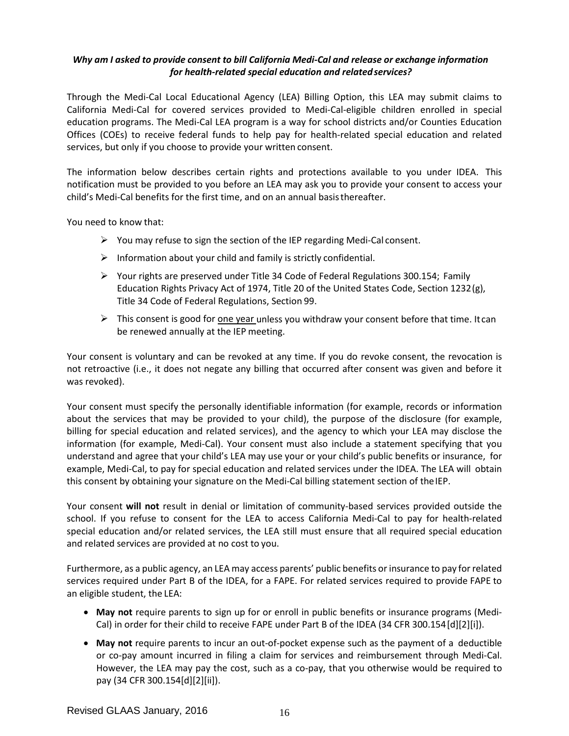***Why am I asked to provide consent to bill California Medi-Cal and release or exchange information for health-related special education and related services?***

Through the Medi-Cal Local Educational Agency (LEA) Billing Option, this LEA may submit claims to California Medi-Cal for covered services provided to Medi-Cal-eligible children enrolled in special education programs. The Medi-Cal LEA program is a way for school districts and/or Counties Education Offices (COEs) to receive federal funds to help pay for health-related special education and related services, but only if you choose to provide your written consent.

The information below describes certain rights and protections available to you under IDEA. This notification must be provided to you before an LEA may ask you to provide your consent to access your child's Medi-Cal benefits for the first time, and on an annual basis thereafter.

You need to know that:

- You may refuse to sign the section of the IEP regarding Medi-Cal consent.
- Information about your child and family is strictly confidential.
- Your rights are preserved under Title 34 Code of Federal Regulations 300.154; Family Education Rights Privacy Act of 1974, Title 20 of the United States Code, Section 1232(g), Title 34 Code of Federal Regulations, Section 99.
- This consent is good for <u>one year</u> unless you withdraw your consent before that time. It can be renewed annually at the IEP meeting.

Your consent is voluntary and can be revoked at any time. If you do revoke consent, the revocation is not retroactive (i.e., it does not negate any billing that occurred after consent was given and before it was revoked).

Your consent must specify the personally identifiable information (for example, records or information about the services that may be provided to your child), the purpose of the disclosure (for example, billing for special education and related services), and the agency to which your LEA may disclose the information (for example, Medi-Cal). Your consent must also include a statement specifying that you understand and agree that your child's LEA may use your or your child's public benefits or insurance, for example, Medi-Cal, to pay for special education and related services under the IDEA. The LEA will obtain this consent by obtaining your signature on the Medi-Cal billing statement section of the IEP.

Your consent **will not** result in denial or limitation of community-based services provided outside the school. If you refuse to consent for the LEA to access California Medi-Cal to pay for health-related special education and/or related services, the LEA still must ensure that all required special education and related services are provided at no cost to you.

Furthermore, as a public agency, an LEA may access parents' public benefits or insurance to pay for related services required under Part B of the IDEA, for a FAPE. For related services required to provide FAPE to an eligible student, the LEA:

- **May not** require parents to sign up for or enroll in public benefits or insurance programs (Medi-Cal) in order for their child to receive FAPE under Part B of the IDEA (34 CFR 300.154[d][2][i]).
- **May not** require parents to incur an out-of-pocket expense such as the payment of a deductible or co-pay amount incurred in filing a claim for services and reimbursement through Medi-Cal. However, the LEA may pay the cost, such as a co-pay, that you otherwise would be required to pay (34 CFR 300.154[d][2][ii]).

Revised GLAAS January, 2016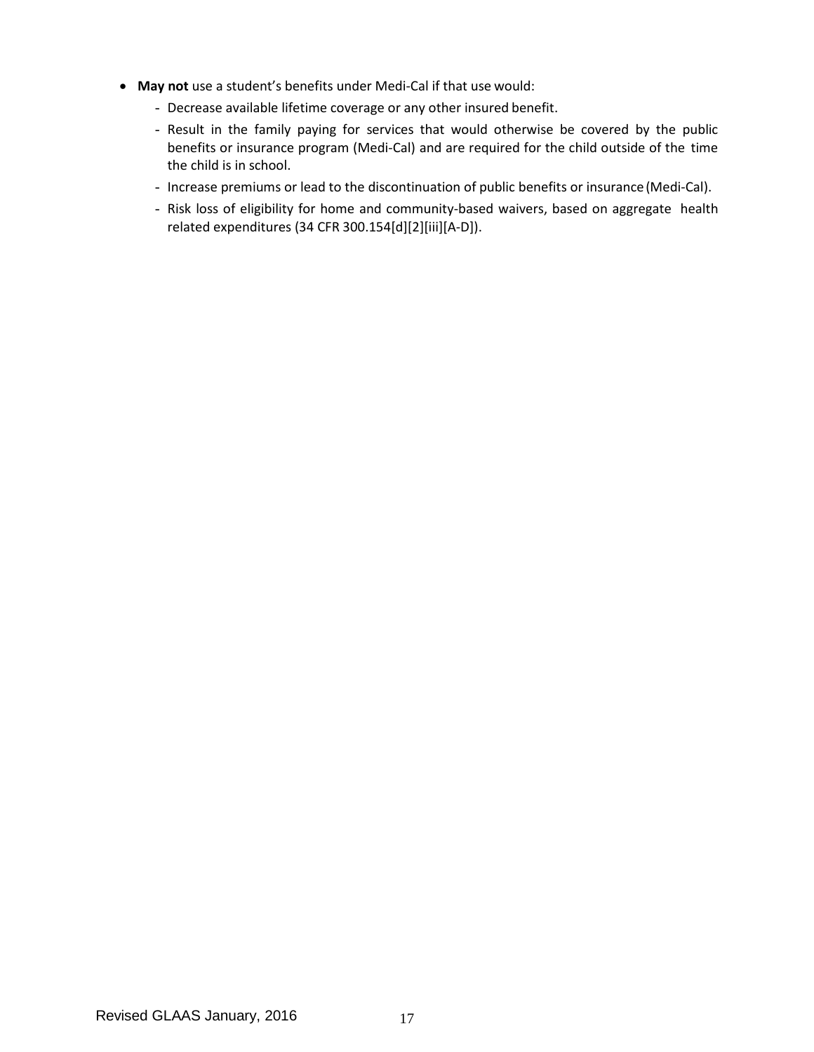- **May not** use a student's benefits under Medi-Cal if that use would:
  - Decrease available lifetime coverage or any other insured benefit.
  - Result in the family paying for services that would otherwise be covered by the public benefits or insurance program (Medi-Cal) and are required for the child outside of the time the child is in school.
  - Increase premiums or lead to the discontinuation of public benefits or insurance (Medi-Cal).
  - Risk loss of eligibility for home and community-based waivers, based on aggregate health related expenditures (34 CFR 300.154[d][2][iii][A-D]).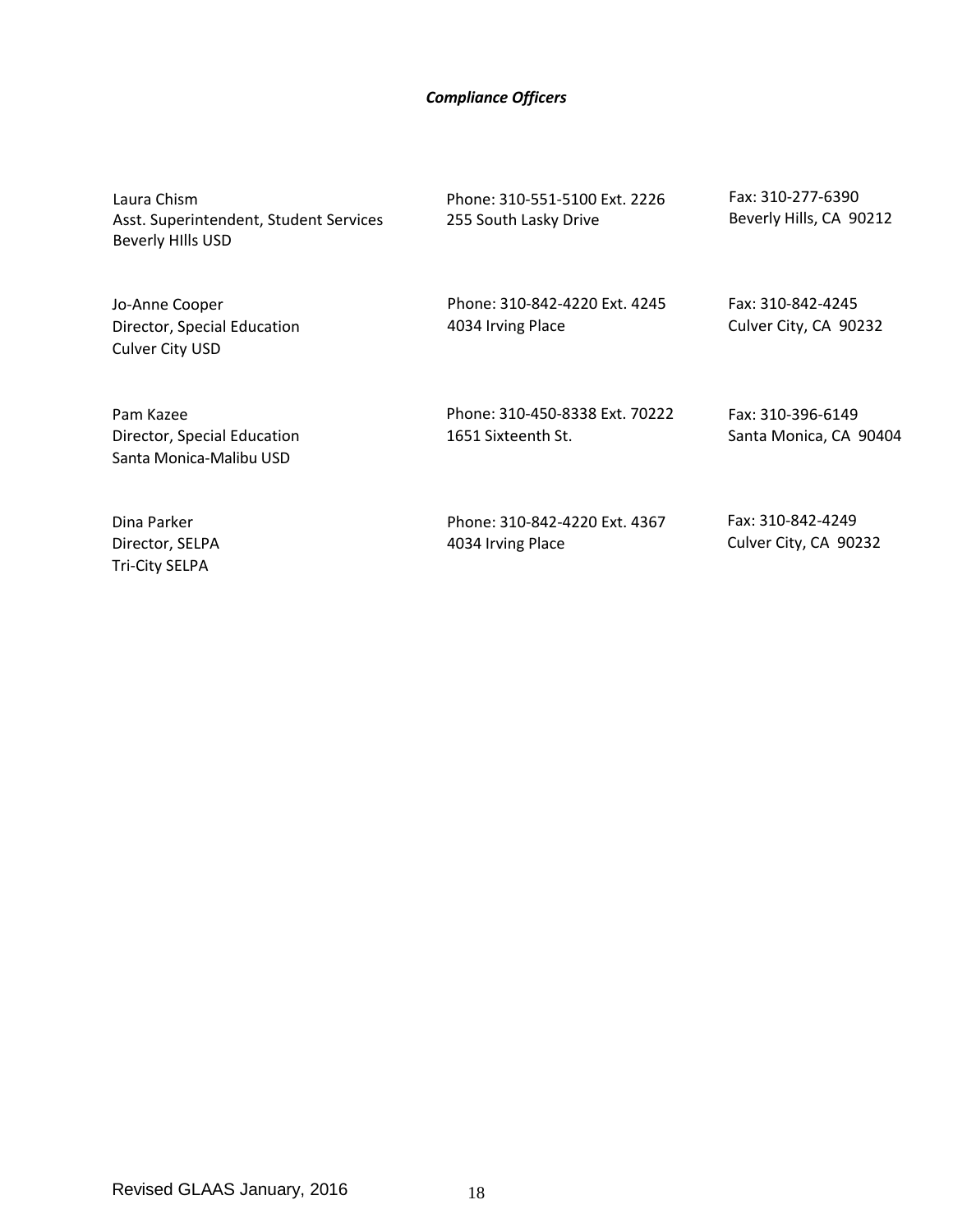***Compliance Officers***

| | | |
|---|---|---|
| Laura Chism<br>Asst. Superintendent, Student Services<br>Beverly HIlls USD | Phone: 310-551-5100 Ext. 2226<br>255 South Lasky Drive | Fax: 310-277-6390<br>Beverly Hills, CA 90212 |
| Jo-Anne Cooper<br>Director, Special Education<br>Culver City USD | Phone: 310-842-4220 Ext. 4245<br>4034 Irving Place | Fax: 310-842-4245<br>Culver City, CA 90232 |
| Pam Kazee<br>Director, Special Education<br>Santa Monica-Malibu USD | Phone: 310-450-8338 Ext. 70222<br>1651 Sixteenth St. | Fax: 310-396-6149<br>Santa Monica, CA 90404 |
| Dina Parker<br>Director, SELPA<br>Tri-City SELPA | Phone: 310-842-4220 Ext. 4367<br>4034 Irving Place | Fax: 310-842-4249<br>Culver City, CA 90232 |

Revised GLAAS January, 2016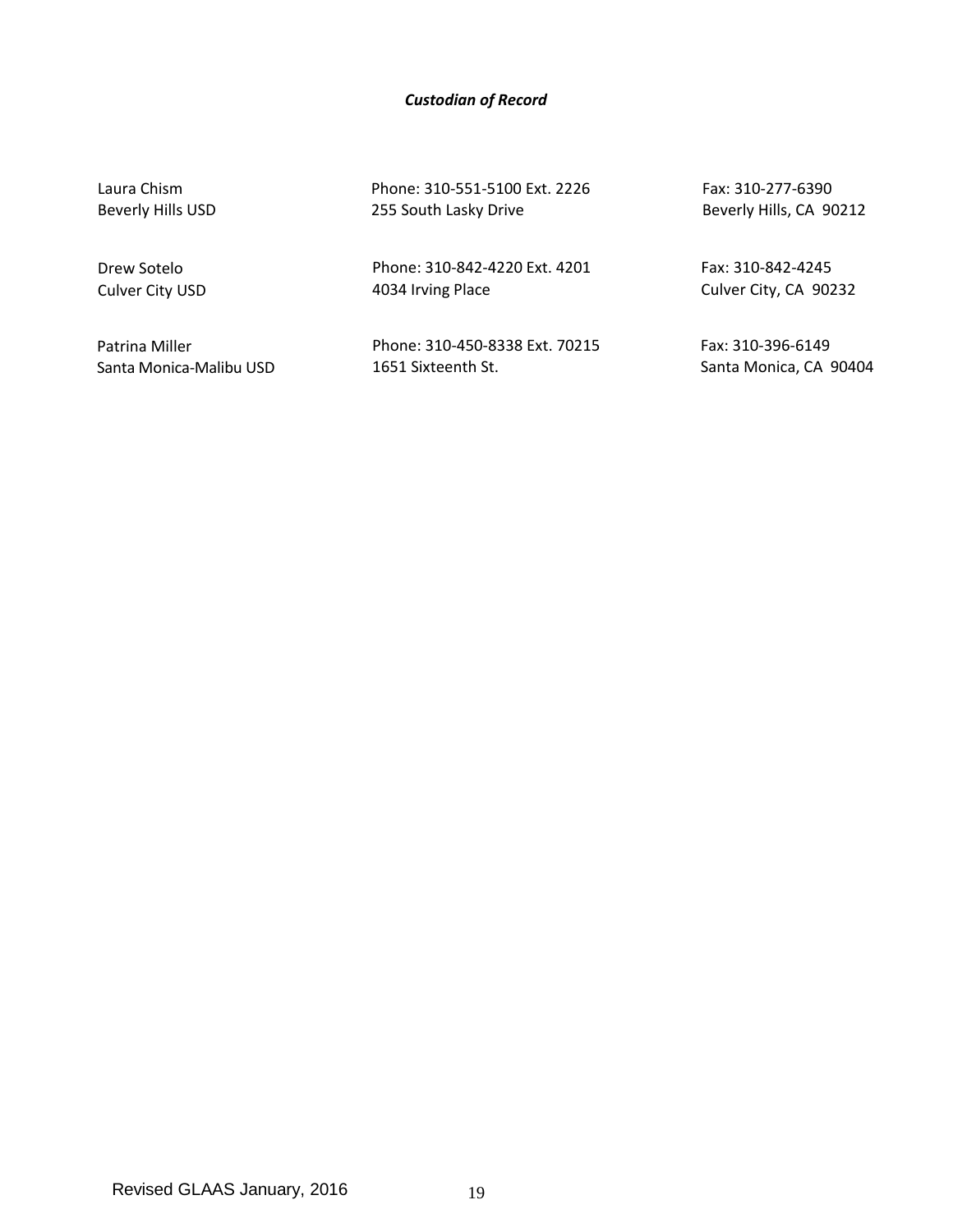***Custodian of Record***

| | | |
|---|---|---|
| Laura Chism<br>Beverly Hills USD | Phone: 310-551-5100 Ext. 2226<br>255 South Lasky Drive | Fax: 310-277-6390<br>Beverly Hills, CA 90212 |
| Drew Sotelo<br>Culver City USD | Phone: 310-842-4220 Ext. 4201<br>4034 Irving Place | Fax: 310-842-4245<br>Culver City, CA 90232 |
| Patrina Miller<br>Santa Monica-Malibu USD | Phone: 310-450-8338 Ext. 70215<br>1651 Sixteenth St. | Fax: 310-396-6149<br>Santa Monica, CA 90404 |

Revised GLAAS January, 2016